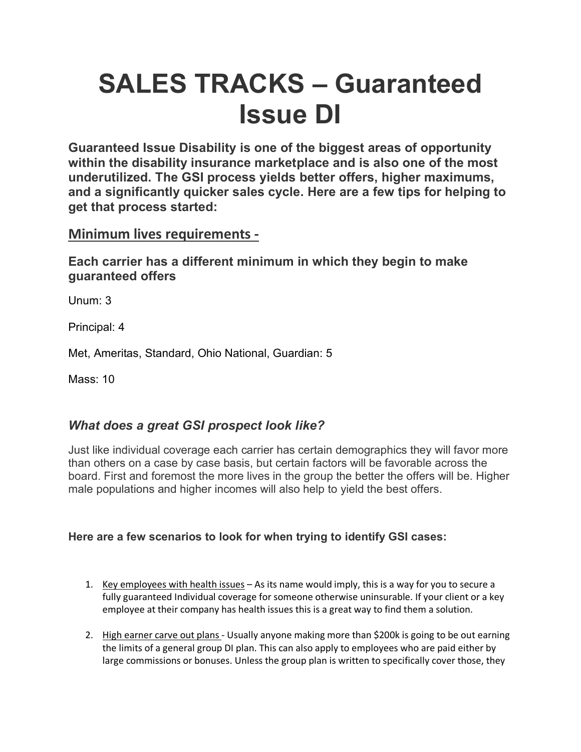# SALES TRACKS – Guaranteed Issue DI

**Guaranteed Issue Disability is one of the biggest areas of opportunity within the disability insurance marketplace and is also one of the most underutilized. The GSI process yields better offers, higher maximums, and a significantly quicker sales cycle. Here are a few tips for helping to get that process started:**

## Minimum lives requirements -

### Each carrier has a different minimum in which they begin to make guaranteed offers

Unum: 3

Principal: 4

Met, Ameritas, Standard, Ohio National, Guardian: 5

Mass: 10

### *What does a great GSI prospect look like?*

Just like individual coverage each carrier has certain demographics they will favor more than others on a case by case basis, but certain factors will be favorable across the board. First and foremost the more lives in the group the better the offers will be. Higher male populations and higher incomes will also help to yield the best offers.

**Here are a few scenarios to look for when trying to identify GSI cases:**

1. Key employees with health issues – As its name would imply, this is a way for you to secure a fully guaranteed Individual coverage for someone otherwise uninsurable. If your client or a key employee at their company has health issues this is a great way to find them a solution.

2. High earner carve out plans - Usually anyone making more than $200k is going to be out earning the limits of a general group DI plan. This can also apply to employees who are paid either by large commissions or bonuses. Unless the group plan is written to specifically cover those, they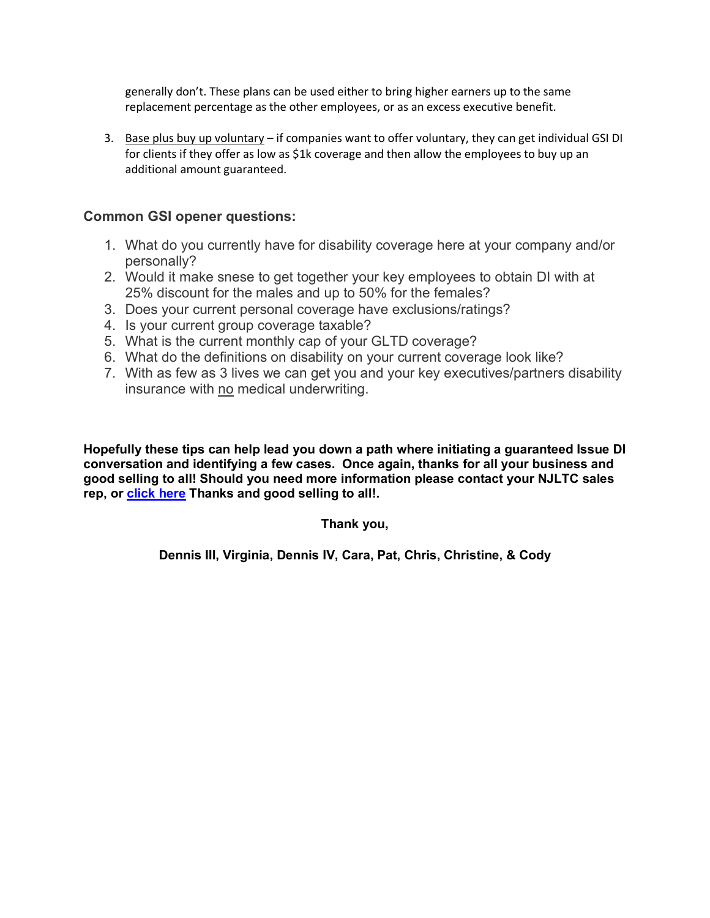generally don't. These plans can be used either to bring higher earners up to the same replacement percentage as the other employees, or as an excess executive benefit.

3. Base plus buy up voluntary – if companies want to offer voluntary, they can get individual GSI DI for clients if they offer as low as $1k coverage and then allow the employees to buy up an additional amount guaranteed.

### Common GSI opener questions:

1. What do you currently have for disability coverage here at your company and/or personally?
2. Would it make snese to get together your key employees to obtain DI with at 25% discount for the males and up to 50% for the females?
3. Does your current personal coverage have exclusions/ratings?
4. Is your current group coverage taxable?
5. What is the current monthly cap of your GLTD coverage?
6. What do the definitions on disability on your current coverage look like?
7. With as few as 3 lives we can get you and your key executives/partners disability insurance with no medical underwriting.

**Hopefully these tips can help lead you down a path where initiating a guaranteed Issue DI conversation and identifying a few cases. Once again, thanks for all your business and good selling to all! Should you need more information please contact your NJLTC sales rep, or click here Thanks and good selling to all!.**

**Thank you,**

**Dennis III, Virginia, Dennis IV, Cara, Pat, Chris, Christine, & Cody**